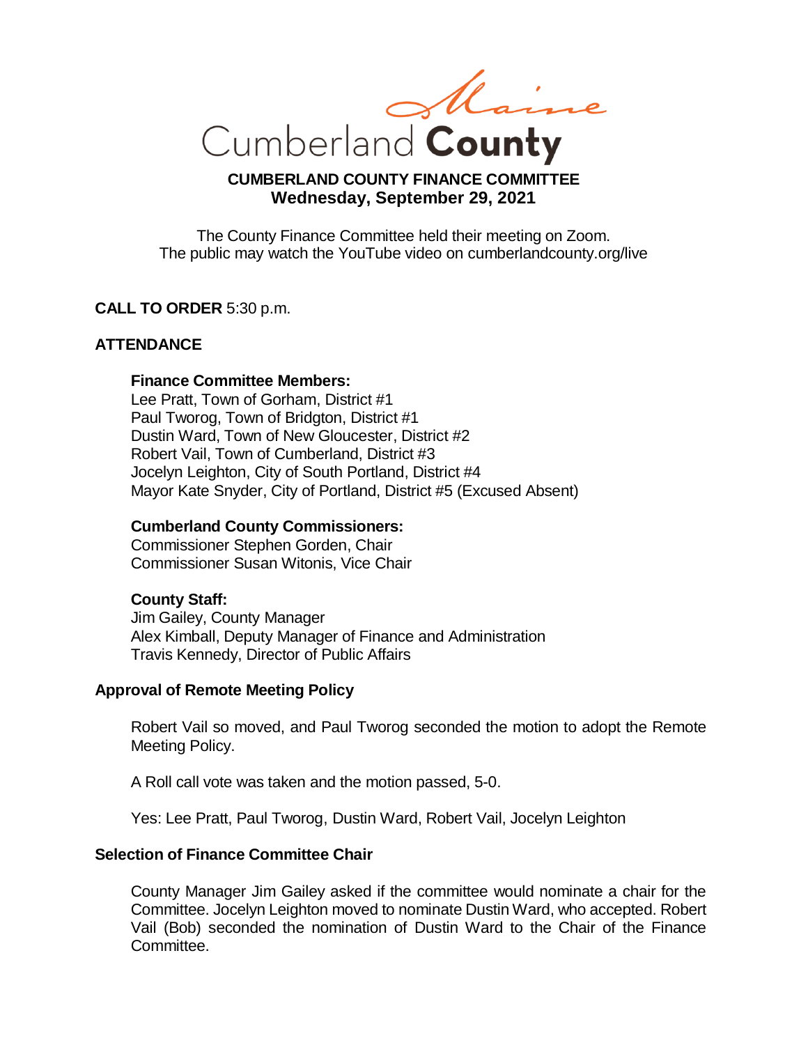Maine

Cumberland **County**

# CUMBERLAND COUNTY FINANCE COMMITTEE
## Wednesday, September 29, 2021

The County Finance Committee held their meeting on Zoom.
The public may watch the YouTube video on cumberlandcounty.org/live

**CALL TO ORDER** 5:30 p.m.

**ATTENDANCE**

**Finance Committee Members:**
Lee Pratt, Town of Gorham, District #1
Paul Tworog, Town of Bridgton, District #1
Dustin Ward, Town of New Gloucester, District #2
Robert Vail, Town of Cumberland, District #3
Jocelyn Leighton, City of South Portland, District #4
Mayor Kate Snyder, City of Portland, District #5 (Excused Absent)

**Cumberland County Commissioners:**
Commissioner Stephen Gorden, Chair
Commissioner Susan Witonis, Vice Chair

**County Staff:**
Jim Gailey, County Manager
Alex Kimball, Deputy Manager of Finance and Administration
Travis Kennedy, Director of Public Affairs

**Approval of Remote Meeting Policy**

Robert Vail so moved, and Paul Tworog seconded the motion to adopt the Remote Meeting Policy.

A Roll call vote was taken and the motion passed, 5-0.

Yes: Lee Pratt, Paul Tworog, Dustin Ward, Robert Vail, Jocelyn Leighton

**Selection of Finance Committee Chair**

County Manager Jim Gailey asked if the committee would nominate a chair for the Committee. Jocelyn Leighton moved to nominate Dustin Ward, who accepted. Robert Vail (Bob) seconded the nomination of Dustin Ward to the Chair of the Finance Committee.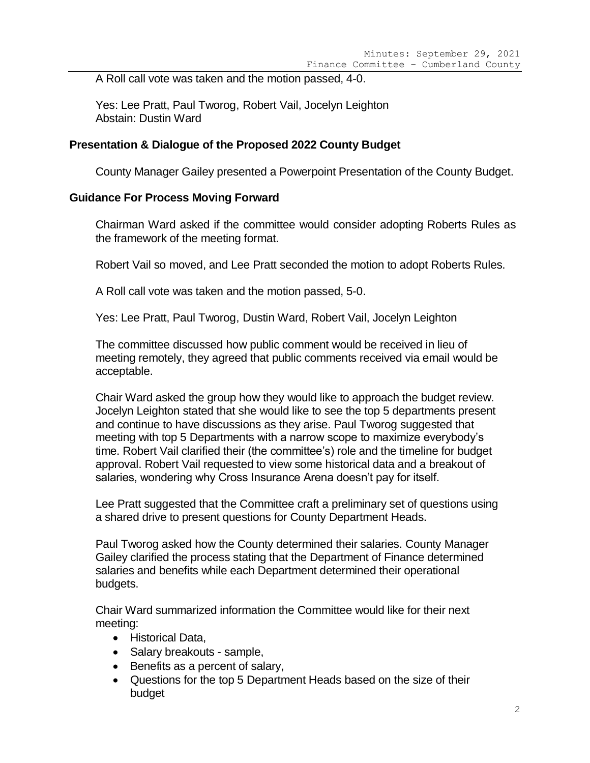A Roll call vote was taken and the motion passed, 4-0.

Yes: Lee Pratt, Paul Tworog, Robert Vail, Jocelyn Leighton
Abstain: Dustin Ward

## Presentation & Dialogue of the Proposed 2022 County Budget

County Manager Gailey presented a Powerpoint Presentation of the County Budget.

## Guidance For Process Moving Forward

Chairman Ward asked if the committee would consider adopting Roberts Rules as the framework of the meeting format.

Robert Vail so moved, and Lee Pratt seconded the motion to adopt Roberts Rules.

A Roll call vote was taken and the motion passed, 5-0.

Yes: Lee Pratt, Paul Tworog, Dustin Ward, Robert Vail, Jocelyn Leighton

The committee discussed how public comment would be received in lieu of meeting remotely, they agreed that public comments received via email would be acceptable.

Chair Ward asked the group how they would like to approach the budget review. Jocelyn Leighton stated that she would like to see the top 5 departments present and continue to have discussions as they arise. Paul Tworog suggested that meeting with top 5 Departments with a narrow scope to maximize everybody's time. Robert Vail clarified their (the committee's) role and the timeline for budget approval. Robert Vail requested to view some historical data and a breakout of salaries, wondering why Cross Insurance Arena doesn't pay for itself.

Lee Pratt suggested that the Committee craft a preliminary set of questions using a shared drive to present questions for County Department Heads.

Paul Tworog asked how the County determined their salaries. County Manager Gailey clarified the process stating that the Department of Finance determined salaries and benefits while each Department determined their operational budgets.

Chair Ward summarized information the Committee would like for their next meeting:

- Historical Data,
- Salary breakouts - sample,
- Benefits as a percent of salary,
- Questions for the top 5 Department Heads based on the size of their budget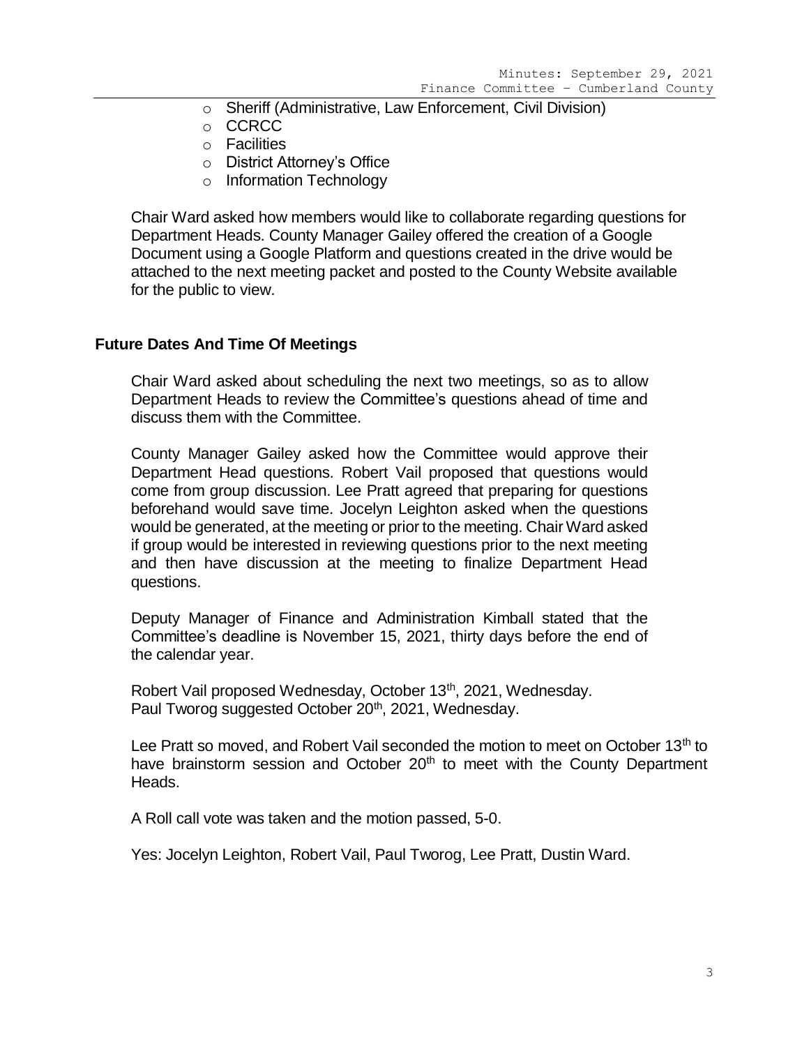- Sheriff (Administrative, Law Enforcement, Civil Division)
- CCRCC
- Facilities
- District Attorney's Office
- Information Technology

Chair Ward asked how members would like to collaborate regarding questions for Department Heads. County Manager Gailey offered the creation of a Google Document using a Google Platform and questions created in the drive would be attached to the next meeting packet and posted to the County Website available for the public to view.

**Future Dates And Time Of Meetings**

Chair Ward asked about scheduling the next two meetings, so as to allow Department Heads to review the Committee's questions ahead of time and discuss them with the Committee.

County Manager Gailey asked how the Committee would approve their Department Head questions. Robert Vail proposed that questions would come from group discussion. Lee Pratt agreed that preparing for questions beforehand would save time. Jocelyn Leighton asked when the questions would be generated, at the meeting or prior to the meeting. Chair Ward asked if group would be interested in reviewing questions prior to the next meeting and then have discussion at the meeting to finalize Department Head questions.

Deputy Manager of Finance and Administration Kimball stated that the Committee's deadline is November 15, 2021, thirty days before the end of the calendar year.

Robert Vail proposed Wednesday, October 13th, 2021, Wednesday.
Paul Tworog suggested October 20th, 2021, Wednesday.

Lee Pratt so moved, and Robert Vail seconded the motion to meet on October 13th to have brainstorm session and October 20th to meet with the County Department Heads.

A Roll call vote was taken and the motion passed, 5-0.

Yes: Jocelyn Leighton, Robert Vail, Paul Tworog, Lee Pratt, Dustin Ward.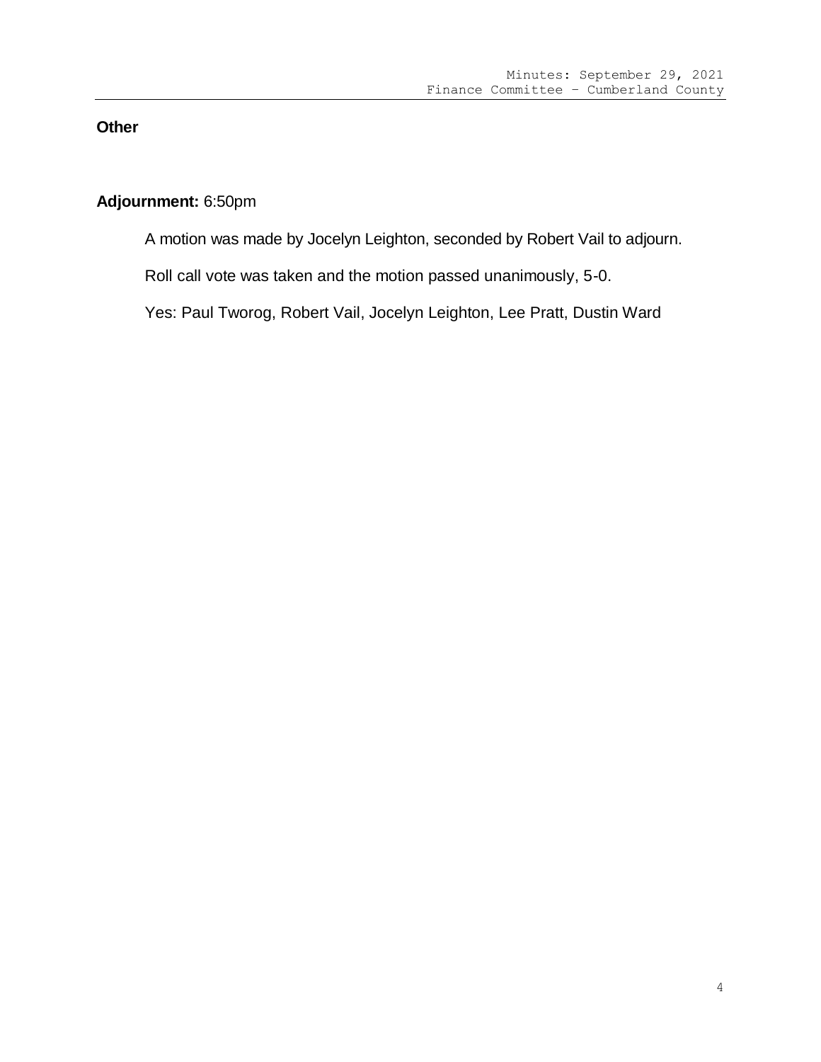**Other**

**Adjournment:** 6:50pm

A motion was made by Jocelyn Leighton, seconded by Robert Vail to adjourn.

Roll call vote was taken and the motion passed unanimously, 5-0.

Yes: Paul Tworog, Robert Vail, Jocelyn Leighton, Lee Pratt, Dustin Ward